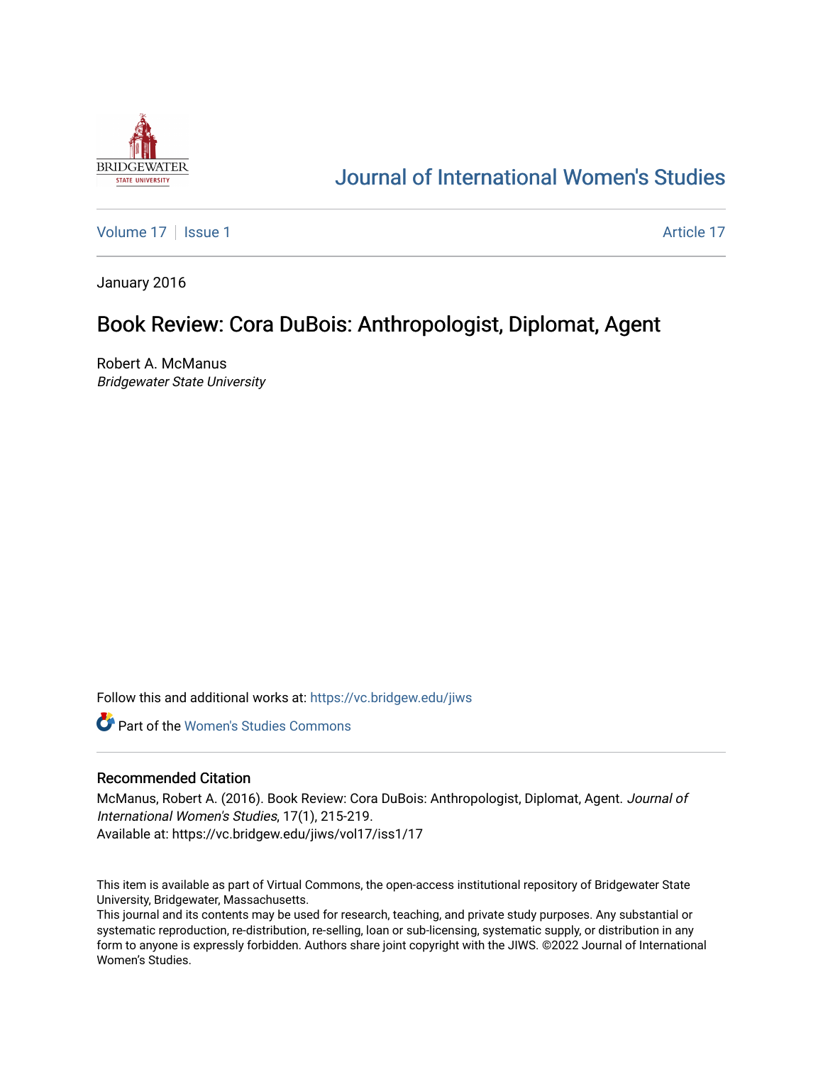# Journal of International Women's Studies

Volume 17 | Issue 1 | Article 17

January 2016

## Book Review: Cora DuBois: Anthropologist, Diplomat, Agent

Robert A. McManus
*Bridgewater State University*

Follow this and additional works at: https://vc.bridgew.edu/jiws

Part of the Women's Studies Commons

### Recommended Citation

McManus, Robert A. (2016). Book Review: Cora DuBois: Anthropologist, Diplomat, Agent. *Journal of International Women's Studies*, 17(1), 215-219.
Available at: https://vc.bridgew.edu/jiws/vol17/iss1/17

This item is available as part of Virtual Commons, the open-access institutional repository of Bridgewater State University, Bridgewater, Massachusetts.
This journal and its contents may be used for research, teaching, and private study purposes. Any substantial or systematic reproduction, re-distribution, re-selling, loan or sub-licensing, systematic supply, or distribution in any form to anyone is expressly forbidden. Authors share joint copyright with the JIWS. ©2022 Journal of International Women's Studies.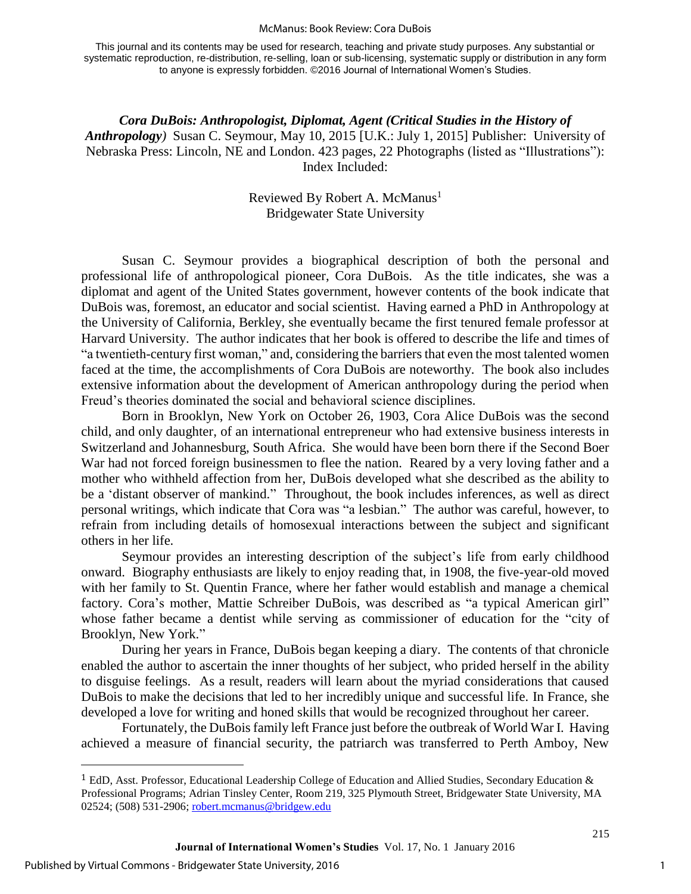This journal and its contents may be used for research, teaching and private study purposes. Any substantial or systematic reproduction, re-distribution, re-selling, loan or sub-licensing, systematic supply or distribution in any form to anyone is expressly forbidden. ©2016 Journal of International Women's Studies.

***Cora DuBois: Anthropologist, Diplomat, Agent (Critical Studies in the History of Anthropology)*** Susan C. Seymour, May 10, 2015 [U.K.: July 1, 2015] Publisher: University of Nebraska Press: Lincoln, NE and London. 423 pages, 22 Photographs (listed as "Illustrations"): Index Included:

Reviewed By Robert A. McManus[1]
Bridgewater State University

Susan C. Seymour provides a biographical description of both the personal and professional life of anthropological pioneer, Cora DuBois. As the title indicates, she was a diplomat and agent of the United States government, however contents of the book indicate that DuBois was, foremost, an educator and social scientist. Having earned a PhD in Anthropology at the University of California, Berkley, she eventually became the first tenured female professor at Harvard University. The author indicates that her book is offered to describe the life and times of "a twentieth-century first woman," and, considering the barriers that even the most talented women faced at the time, the accomplishments of Cora DuBois are noteworthy. The book also includes extensive information about the development of American anthropology during the period when Freud's theories dominated the social and behavioral science disciplines.

Born in Brooklyn, New York on October 26, 1903, Cora Alice DuBois was the second child, and only daughter, of an international entrepreneur who had extensive business interests in Switzerland and Johannesburg, South Africa. She would have been born there if the Second Boer War had not forced foreign businessmen to flee the nation. Reared by a very loving father and a mother who withheld affection from her, DuBois developed what she described as the ability to be a 'distant observer of mankind." Throughout, the book includes inferences, as well as direct personal writings, which indicate that Cora was "a lesbian." The author was careful, however, to refrain from including details of homosexual interactions between the subject and significant others in her life.

Seymour provides an interesting description of the subject's life from early childhood onward. Biography enthusiasts are likely to enjoy reading that, in 1908, the five-year-old moved with her family to St. Quentin France, where her father would establish and manage a chemical factory. Cora's mother, Mattie Schreiber DuBois, was described as "a typical American girl" whose father became a dentist while serving as commissioner of education for the "city of Brooklyn, New York."

During her years in France, DuBois began keeping a diary. The contents of that chronicle enabled the author to ascertain the inner thoughts of her subject, who prided herself in the ability to disguise feelings. As a result, readers will learn about the myriad considerations that caused DuBois to make the decisions that led to her incredibly unique and successful life. In France, she developed a love for writing and honed skills that would be recognized throughout her career.

Fortunately, the DuBois family left France just before the outbreak of World War I. Having achieved a measure of financial security, the patriarch was transferred to Perth Amboy, New

[1] EdD, Asst. Professor, Educational Leadership College of Education and Allied Studies, Secondary Education & Professional Programs; Adrian Tinsley Center, Room 219, 325 Plymouth Street, Bridgewater State University, MA 02524; (508) 531-2906; robert.mcmanus@bridgew.edu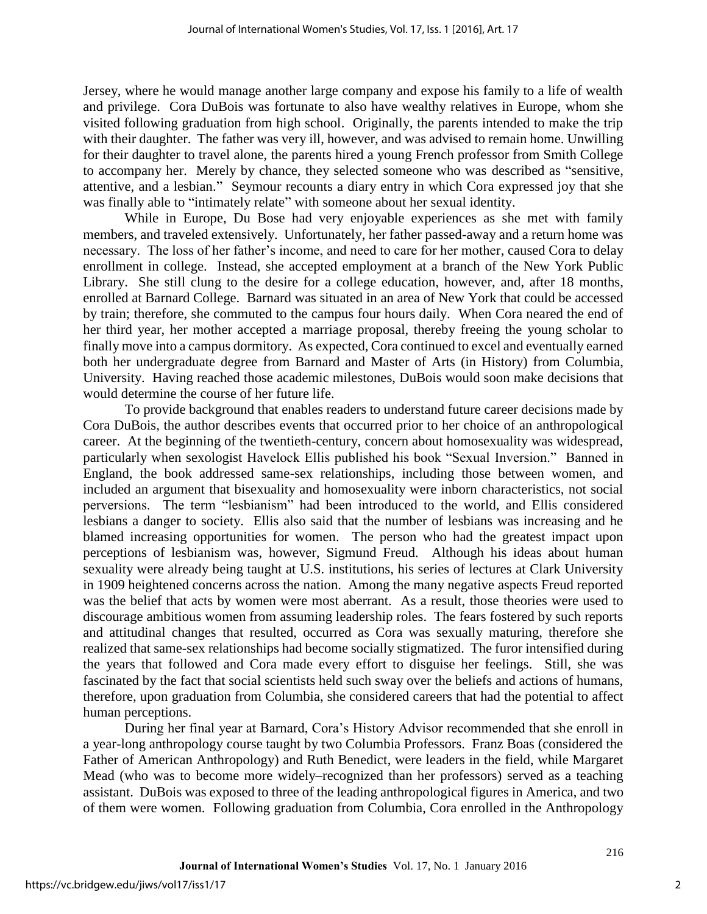Jersey, where he would manage another large company and expose his family to a life of wealth and privilege. Cora DuBois was fortunate to also have wealthy relatives in Europe, whom she visited following graduation from high school. Originally, the parents intended to make the trip with their daughter. The father was very ill, however, and was advised to remain home. Unwilling for their daughter to travel alone, the parents hired a young French professor from Smith College to accompany her. Merely by chance, they selected someone who was described as "sensitive, attentive, and a lesbian." Seymour recounts a diary entry in which Cora expressed joy that she was finally able to "intimately relate" with someone about her sexual identity.

While in Europe, Du Bose had very enjoyable experiences as she met with family members, and traveled extensively. Unfortunately, her father passed-away and a return home was necessary. The loss of her father's income, and need to care for her mother, caused Cora to delay enrollment in college. Instead, she accepted employment at a branch of the New York Public Library. She still clung to the desire for a college education, however, and, after 18 months, enrolled at Barnard College. Barnard was situated in an area of New York that could be accessed by train; therefore, she commuted to the campus four hours daily. When Cora neared the end of her third year, her mother accepted a marriage proposal, thereby freeing the young scholar to finally move into a campus dormitory. As expected, Cora continued to excel and eventually earned both her undergraduate degree from Barnard and Master of Arts (in History) from Columbia, University. Having reached those academic milestones, DuBois would soon make decisions that would determine the course of her future life.

To provide background that enables readers to understand future career decisions made by Cora DuBois, the author describes events that occurred prior to her choice of an anthropological career. At the beginning of the twentieth-century, concern about homosexuality was widespread, particularly when sexologist Havelock Ellis published his book "Sexual Inversion." Banned in England, the book addressed same-sex relationships, including those between women, and included an argument that bisexuality and homosexuality were inborn characteristics, not social perversions. The term "lesbianism" had been introduced to the world, and Ellis considered lesbians a danger to society. Ellis also said that the number of lesbians was increasing and he blamed increasing opportunities for women. The person who had the greatest impact upon perceptions of lesbianism was, however, Sigmund Freud. Although his ideas about human sexuality were already being taught at U.S. institutions, his series of lectures at Clark University in 1909 heightened concerns across the nation. Among the many negative aspects Freud reported was the belief that acts by women were most aberrant. As a result, those theories were used to discourage ambitious women from assuming leadership roles. The fears fostered by such reports and attitudinal changes that resulted, occurred as Cora was sexually maturing, therefore she realized that same-sex relationships had become socially stigmatized. The furor intensified during the years that followed and Cora made every effort to disguise her feelings. Still, she was fascinated by the fact that social scientists held such sway over the beliefs and actions of humans, therefore, upon graduation from Columbia, she considered careers that had the potential to affect human perceptions.

During her final year at Barnard, Cora's History Advisor recommended that she enroll in a year-long anthropology course taught by two Columbia Professors. Franz Boas (considered the Father of American Anthropology) and Ruth Benedict, were leaders in the field, while Margaret Mead (who was to become more widely–recognized than her professors) served as a teaching assistant. DuBois was exposed to three of the leading anthropological figures in America, and two of them were women. Following graduation from Columbia, Cora enrolled in the Anthropology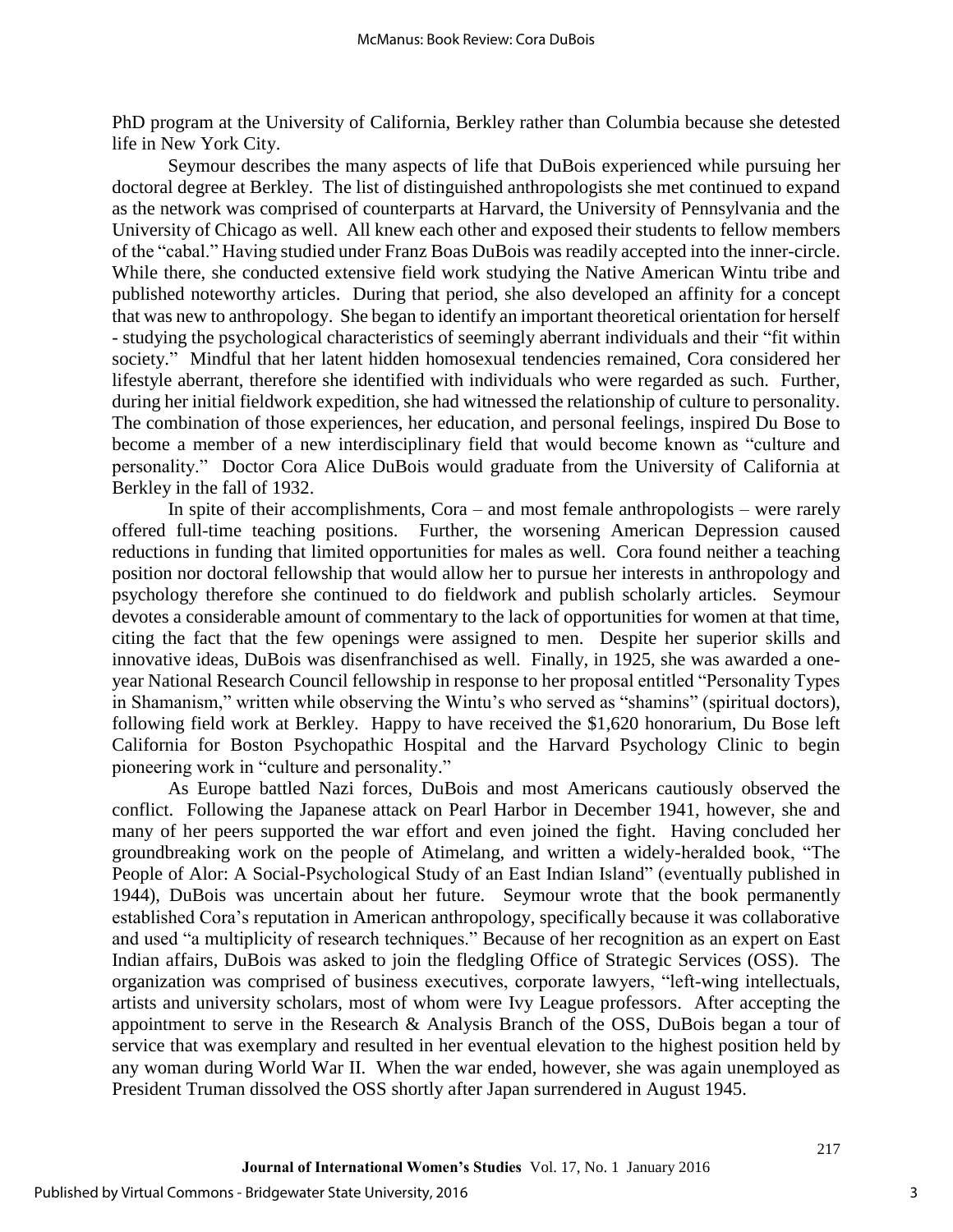PhD program at the University of California, Berkley rather than Columbia because she detested life in New York City.

Seymour describes the many aspects of life that DuBois experienced while pursuing her doctoral degree at Berkley. The list of distinguished anthropologists she met continued to expand as the network was comprised of counterparts at Harvard, the University of Pennsylvania and the University of Chicago as well. All knew each other and exposed their students to fellow members of the "cabal." Having studied under Franz Boas DuBois was readily accepted into the inner-circle. While there, she conducted extensive field work studying the Native American Wintu tribe and published noteworthy articles. During that period, she also developed an affinity for a concept that was new to anthropology. She began to identify an important theoretical orientation for herself - studying the psychological characteristics of seemingly aberrant individuals and their "fit within society." Mindful that her latent hidden homosexual tendencies remained, Cora considered her lifestyle aberrant, therefore she identified with individuals who were regarded as such. Further, during her initial fieldwork expedition, she had witnessed the relationship of culture to personality. The combination of those experiences, her education, and personal feelings, inspired Du Bose to become a member of a new interdisciplinary field that would become known as "culture and personality." Doctor Cora Alice DuBois would graduate from the University of California at Berkley in the fall of 1932.

In spite of their accomplishments, Cora – and most female anthropologists – were rarely offered full-time teaching positions. Further, the worsening American Depression caused reductions in funding that limited opportunities for males as well. Cora found neither a teaching position nor doctoral fellowship that would allow her to pursue her interests in anthropology and psychology therefore she continued to do fieldwork and publish scholarly articles. Seymour devotes a considerable amount of commentary to the lack of opportunities for women at that time, citing the fact that the few openings were assigned to men. Despite her superior skills and innovative ideas, DuBois was disenfranchised as well. Finally, in 1925, she was awarded a one-year National Research Council fellowship in response to her proposal entitled "Personality Types in Shamanism," written while observing the Wintu's who served as "shamins" (spiritual doctors), following field work at Berkley. Happy to have received the $1,620 honorarium, Du Bose left California for Boston Psychopathic Hospital and the Harvard Psychology Clinic to begin pioneering work in "culture and personality."

As Europe battled Nazi forces, DuBois and most Americans cautiously observed the conflict. Following the Japanese attack on Pearl Harbor in December 1941, however, she and many of her peers supported the war effort and even joined the fight. Having concluded her groundbreaking work on the people of Atimelang, and written a widely-heralded book, "The People of Alor: A Social-Psychological Study of an East Indian Island" (eventually published in 1944), DuBois was uncertain about her future. Seymour wrote that the book permanently established Cora's reputation in American anthropology, specifically because it was collaborative and used "a multiplicity of research techniques." Because of her recognition as an expert on East Indian affairs, DuBois was asked to join the fledgling Office of Strategic Services (OSS). The organization was comprised of business executives, corporate lawyers, "left-wing intellectuals, artists and university scholars, most of whom were Ivy League professors. After accepting the appointment to serve in the Research & Analysis Branch of the OSS, DuBois began a tour of service that was exemplary and resulted in her eventual elevation to the highest position held by any woman during World War II. When the war ended, however, she was again unemployed as President Truman dissolved the OSS shortly after Japan surrendered in August 1945.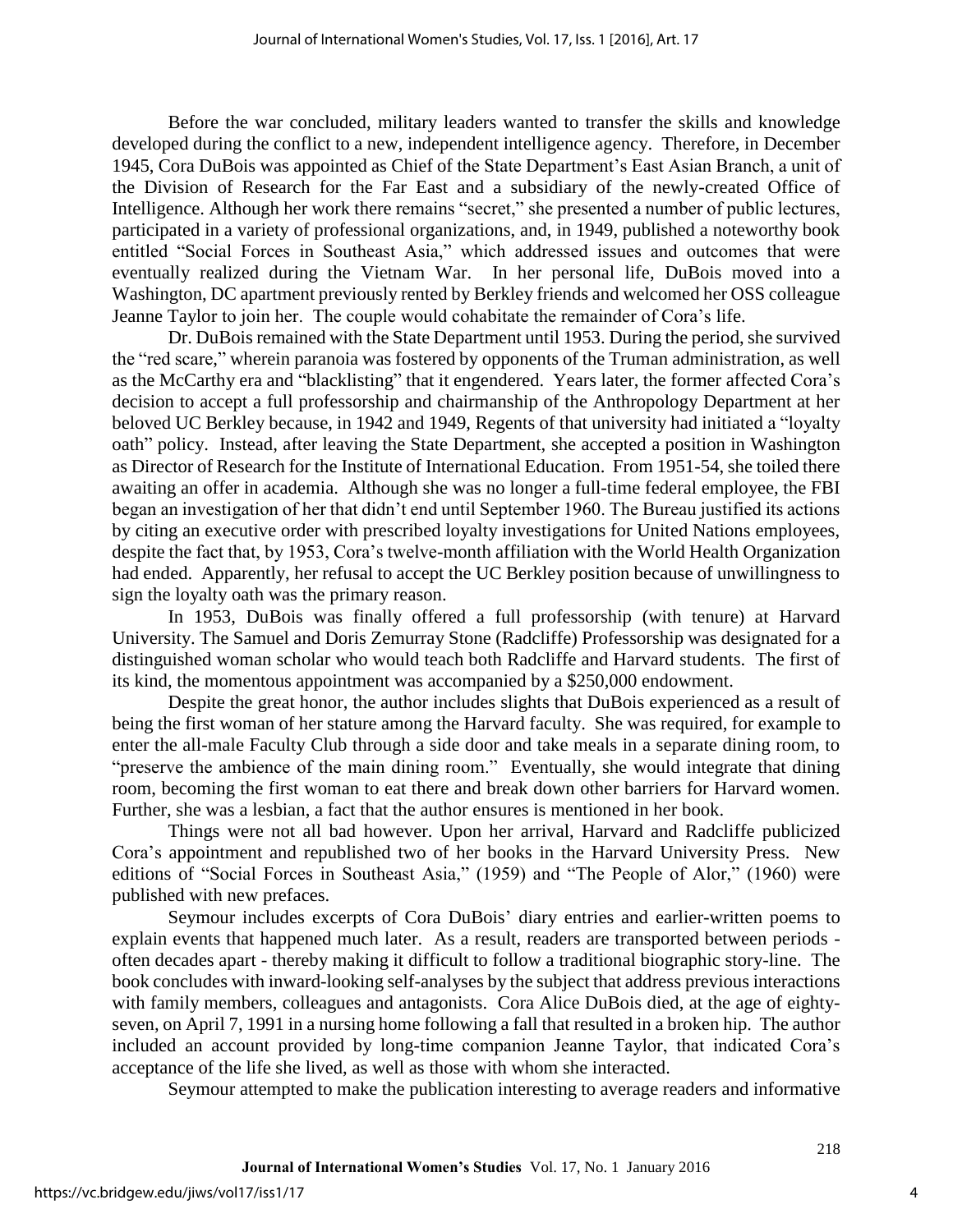Before the war concluded, military leaders wanted to transfer the skills and knowledge developed during the conflict to a new, independent intelligence agency. Therefore, in December 1945, Cora DuBois was appointed as Chief of the State Department's East Asian Branch, a unit of the Division of Research for the Far East and a subsidiary of the newly-created Office of Intelligence. Although her work there remains "secret," she presented a number of public lectures, participated in a variety of professional organizations, and, in 1949, published a noteworthy book entitled "Social Forces in Southeast Asia," which addressed issues and outcomes that were eventually realized during the Vietnam War. In her personal life, DuBois moved into a Washington, DC apartment previously rented by Berkley friends and welcomed her OSS colleague Jeanne Taylor to join her. The couple would cohabitate the remainder of Cora's life.

Dr. DuBois remained with the State Department until 1953. During the period, she survived the "red scare," wherein paranoia was fostered by opponents of the Truman administration, as well as the McCarthy era and "blacklisting" that it engendered. Years later, the former affected Cora's decision to accept a full professorship and chairmanship of the Anthropology Department at her beloved UC Berkley because, in 1942 and 1949, Regents of that university had initiated a "loyalty oath" policy. Instead, after leaving the State Department, she accepted a position in Washington as Director of Research for the Institute of International Education. From 1951-54, she toiled there awaiting an offer in academia. Although she was no longer a full-time federal employee, the FBI began an investigation of her that didn't end until September 1960. The Bureau justified its actions by citing an executive order with prescribed loyalty investigations for United Nations employees, despite the fact that, by 1953, Cora's twelve-month affiliation with the World Health Organization had ended. Apparently, her refusal to accept the UC Berkley position because of unwillingness to sign the loyalty oath was the primary reason.

In 1953, DuBois was finally offered a full professorship (with tenure) at Harvard University. The Samuel and Doris Zemurray Stone (Radcliffe) Professorship was designated for a distinguished woman scholar who would teach both Radcliffe and Harvard students. The first of its kind, the momentous appointment was accompanied by a $250,000 endowment.

Despite the great honor, the author includes slights that DuBois experienced as a result of being the first woman of her stature among the Harvard faculty. She was required, for example to enter the all-male Faculty Club through a side door and take meals in a separate dining room, to "preserve the ambience of the main dining room." Eventually, she would integrate that dining room, becoming the first woman to eat there and break down other barriers for Harvard women. Further, she was a lesbian, a fact that the author ensures is mentioned in her book.

Things were not all bad however. Upon her arrival, Harvard and Radcliffe publicized Cora's appointment and republished two of her books in the Harvard University Press. New editions of "Social Forces in Southeast Asia," (1959) and "The People of Alor," (1960) were published with new prefaces.

Seymour includes excerpts of Cora DuBois' diary entries and earlier-written poems to explain events that happened much later. As a result, readers are transported between periods - often decades apart - thereby making it difficult to follow a traditional biographic story-line. The book concludes with inward-looking self-analyses by the subject that address previous interactions with family members, colleagues and antagonists. Cora Alice DuBois died, at the age of eighty-seven, on April 7, 1991 in a nursing home following a fall that resulted in a broken hip. The author included an account provided by long-time companion Jeanne Taylor, that indicated Cora's acceptance of the life she lived, as well as those with whom she interacted.

Seymour attempted to make the publication interesting to average readers and informative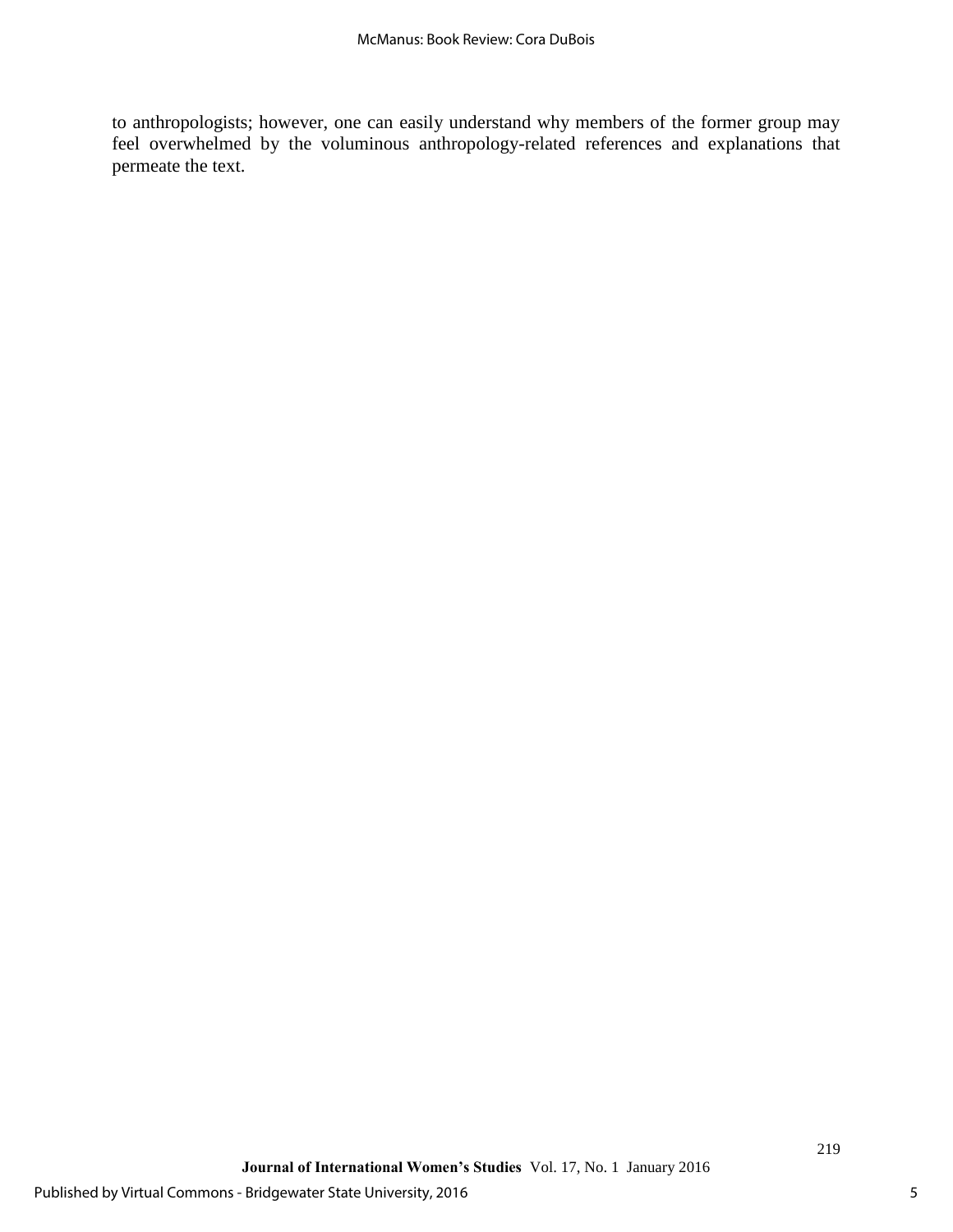to anthropologists; however, one can easily understand why members of the former group may feel overwhelmed by the voluminous anthropology-related references and explanations that permeate the text.